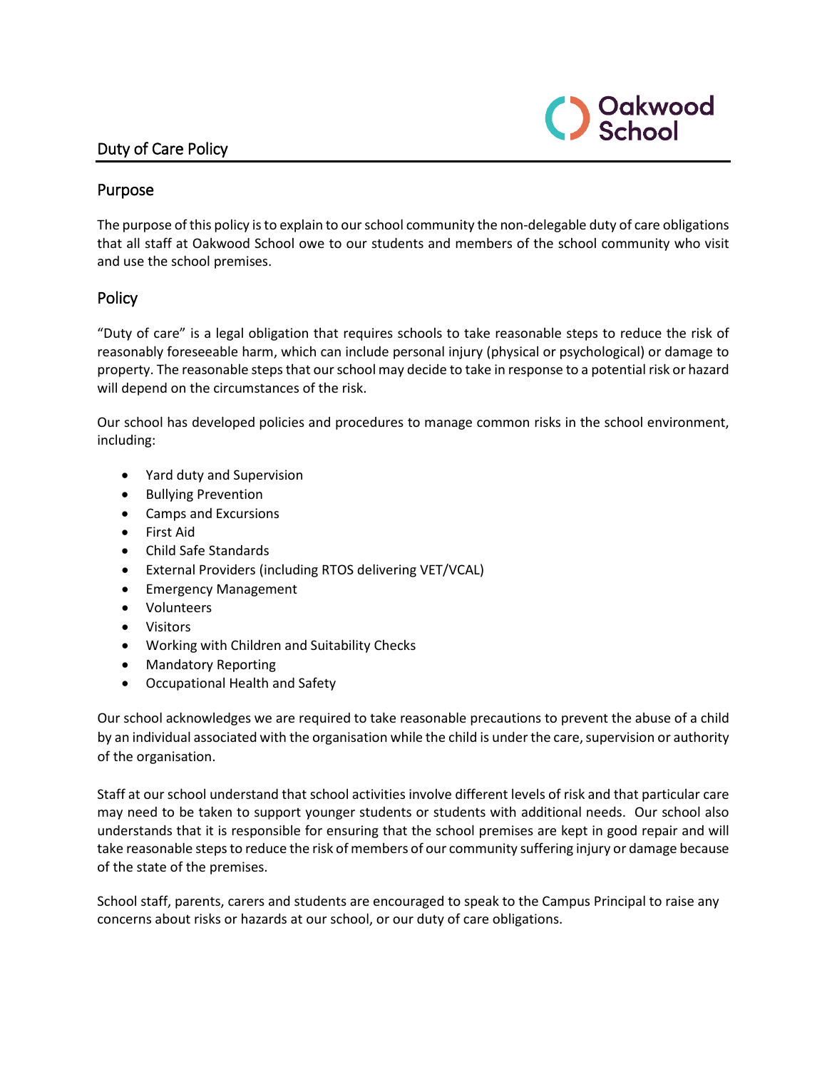Oakwood School

# Duty of Care Policy

## Purpose

The purpose of this policy is to explain to our school community the non-delegable duty of care obligations that all staff at Oakwood School owe to our students and members of the school community who visit and use the school premises.

## Policy

"Duty of care" is a legal obligation that requires schools to take reasonable steps to reduce the risk of reasonably foreseeable harm, which can include personal injury (physical or psychological) or damage to property. The reasonable steps that our school may decide to take in response to a potential risk or hazard will depend on the circumstances of the risk.

Our school has developed policies and procedures to manage common risks in the school environment, including:

- Yard duty and Supervision
- Bullying Prevention
- Camps and Excursions
- First Aid
- Child Safe Standards
- External Providers (including RTOS delivering VET/VCAL)
- Emergency Management
- Volunteers
- Visitors
- Working with Children and Suitability Checks
- Mandatory Reporting
- Occupational Health and Safety

Our school acknowledges we are required to take reasonable precautions to prevent the abuse of a child by an individual associated with the organisation while the child is under the care, supervision or authority of the organisation.

Staff at our school understand that school activities involve different levels of risk and that particular care may need to be taken to support younger students or students with additional needs. Our school also understands that it is responsible for ensuring that the school premises are kept in good repair and will take reasonable steps to reduce the risk of members of our community suffering injury or damage because of the state of the premises.

School staff, parents, carers and students are encouraged to speak to the Campus Principal to raise any concerns about risks or hazards at our school, or our duty of care obligations.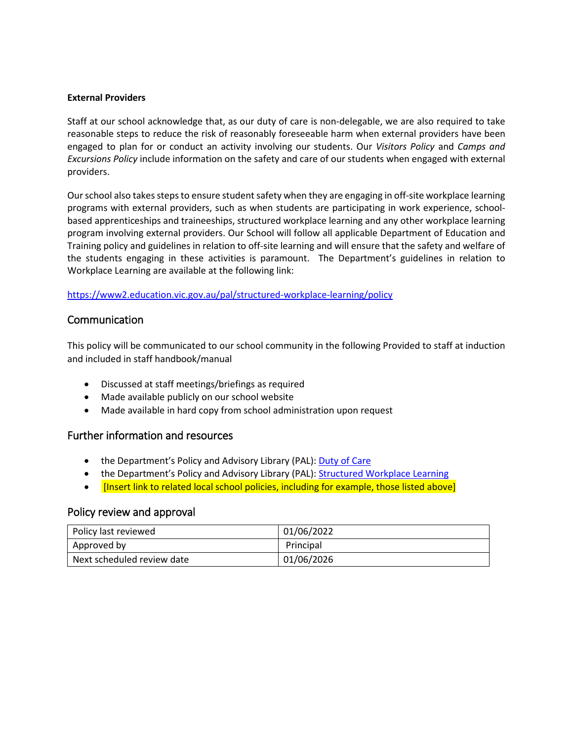**External Providers**

Staff at our school acknowledge that, as our duty of care is non-delegable, we are also required to take reasonable steps to reduce the risk of reasonably foreseeable harm when external providers have been engaged to plan for or conduct an activity involving our students. Our *Visitors Policy* and *Camps and Excursions Policy* include information on the safety and care of our students when engaged with external providers.

Our school also takes steps to ensure student safety when they are engaging in off-site workplace learning programs with external providers, such as when students are participating in work experience, school-based apprenticeships and traineeships, structured workplace learning and any other workplace learning program involving external providers. Our School will follow all applicable Department of Education and Training policy and guidelines in relation to off-site learning and will ensure that the safety and welfare of the students engaging in these activities is paramount. The Department's guidelines in relation to Workplace Learning are available at the following link:

https://www2.education.vic.gov.au/pal/structured-workplace-learning/policy

## Communication

This policy will be communicated to our school community in the following Provided to staff at induction and included in staff handbook/manual

- Discussed at staff meetings/briefings as required
- Made available publicly on our school website
- Made available in hard copy from school administration upon request

## Further information and resources

- the Department's Policy and Advisory Library (PAL): Duty of Care
- the Department's Policy and Advisory Library (PAL): Structured Workplace Learning
- [Insert link to related local school policies, including for example, those listed above]

## Policy review and approval

| | |
|---|---|
| Policy last reviewed | 01/06/2022 |
| Approved by | Principal |
| Next scheduled review date | 01/06/2026 |